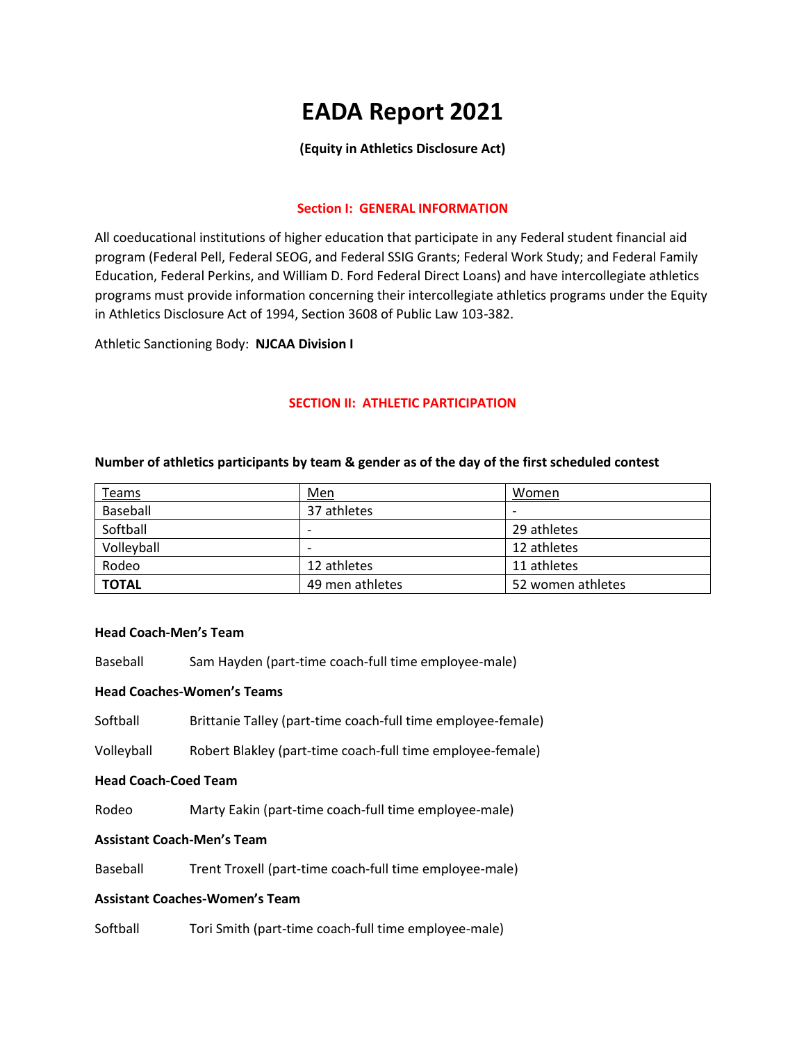# EADA Report 2021

**(Equity in Athletics Disclosure Act)**

## Section I: GENERAL INFORMATION

All coeducational institutions of higher education that participate in any Federal student financial aid program (Federal Pell, Federal SEOG, and Federal SSIG Grants; Federal Work Study; and Federal Family Education, Federal Perkins, and William D. Ford Federal Direct Loans) and have intercollegiate athletics programs must provide information concerning their intercollegiate athletics programs under the Equity in Athletics Disclosure Act of 1994, Section 3608 of Public Law 103-382.

Athletic Sanctioning Body: **NJCAA Division I**

## SECTION II: ATHLETIC PARTICIPATION

**Number of athletics participants by team & gender as of the day of the first scheduled contest**

| Teams | Men | Women |
|---|---|---|
| Baseball | 37 athletes | - |
| Softball | - | 29 athletes |
| Volleyball | - | 12 athletes |
| Rodeo | 12 athletes | 11 athletes |
| **TOTAL** | 49 men athletes | 52 women athletes |

**Head Coach-Men's Team**

Baseball Sam Hayden (part-time coach-full time employee-male)

**Head Coaches-Women's Teams**

Softball Brittanie Talley (part-time coach-full time employee-female)

Volleyball Robert Blakley (part-time coach-full time employee-female)

**Head Coach-Coed Team**

Rodeo Marty Eakin (part-time coach-full time employee-male)

**Assistant Coach-Men's Team**

Baseball Trent Troxell (part-time coach-full time employee-male)

**Assistant Coaches-Women's Team**

Softball Tori Smith (part-time coach-full time employee-male)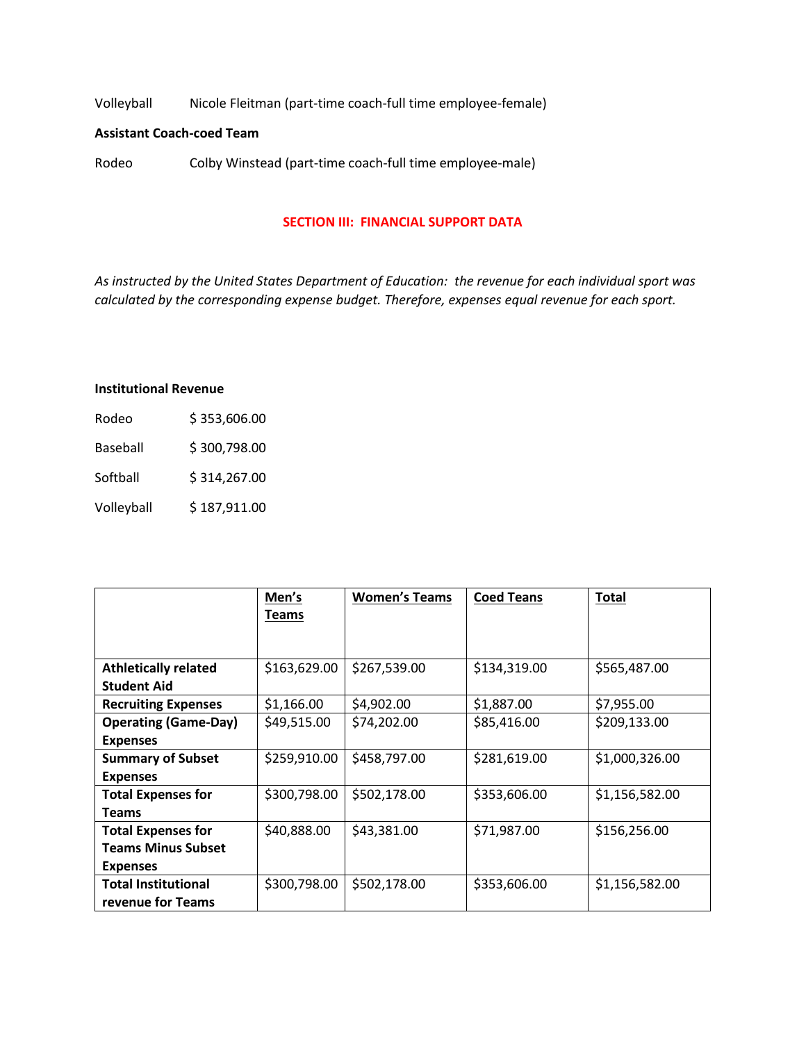Volleyball Nicole Fleitman (part-time coach-full time employee-female)

**Assistant Coach-coed Team**

Rodeo Colby Winstead (part-time coach-full time employee-male)

## SECTION III: FINANCIAL SUPPORT DATA

*As instructed by the United States Department of Education: the revenue for each individual sport was calculated by the corresponding expense budget. Therefore, expenses equal revenue for each sport.*

**Institutional Revenue**

Rodeo $ 353,606.00

Baseball $ 300,798.00

Softball $ 314,267.00

Volleyball $ 187,911.00

| | Men's Teams | Women's Teams | Coed Teans | Total |
|---|---|---|---|---|
| **Athletically related Student Aid** | $163,629.00 | $267,539.00 | $134,319.00 | $565,487.00 |
| **Recruiting Expenses** | $1,166.00 | $4,902.00 | $1,887.00 | $7,955.00 |
| **Operating (Game-Day) Expenses** | $49,515.00 | $74,202.00 | $85,416.00 | $209,133.00 |
| **Summary of Subset Expenses** | $259,910.00 | $458,797.00 | $281,619.00 | $1,000,326.00 |
| **Total Expenses for Teams** | $300,798.00 | $502,178.00 | $353,606.00 | $1,156,582.00 |
| **Total Expenses for Teams Minus Subset Expenses** | $40,888.00 | $43,381.00 | $71,987.00 | $156,256.00 |
| **Total Institutional revenue for Teams** | $300,798.00 | $502,178.00 | $353,606.00 | $1,156,582.00 |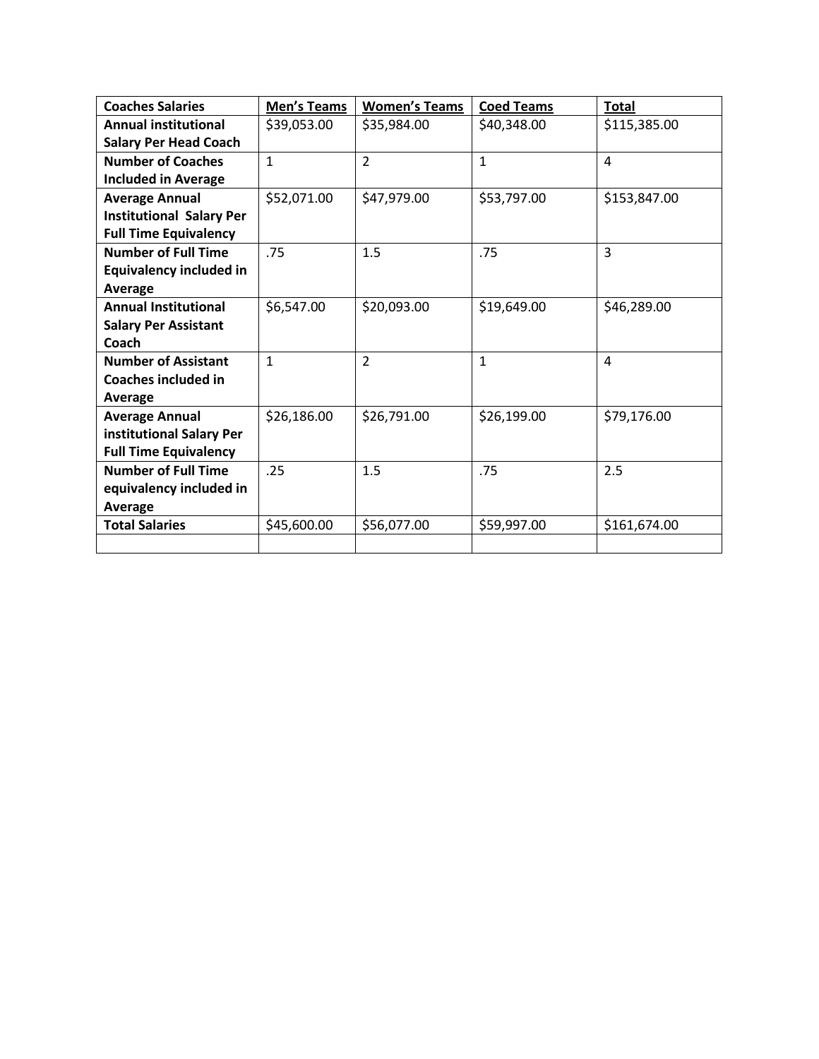| Coaches Salaries | Men's Teams | Women's Teams | Coed Teams | Total |
|---|---|---|---|---|
| **Annual institutional Salary Per Head Coach** | $39,053.00 | $35,984.00 | $40,348.00 | $115,385.00 |
| **Number of Coaches Included in Average** | 1 | 2 | 1 | 4 |
| **Average Annual Institutional Salary Per Full Time Equivalency** | $52,071.00 | $47,979.00 | $53,797.00 | $153,847.00 |
| **Number of Full Time Equivalency included in Average** | .75 | 1.5 | .75 | 3 |
| **Annual Institutional Salary Per Assistant Coach** | $6,547.00 | $20,093.00 | $19,649.00 | $46,289.00 |
| **Number of Assistant Coaches included in Average** | 1 | 2 | 1 | 4 |
| **Average Annual institutional Salary Per Full Time Equivalency** | $26,186.00 | $26,791.00 | $26,199.00 | $79,176.00 |
| **Number of Full Time equivalency included in Average** | .25 | 1.5 | .75 | 2.5 |
| **Total Salaries** | $45,600.00 | $56,077.00 | $59,997.00 | $161,674.00 |
| | | | | |